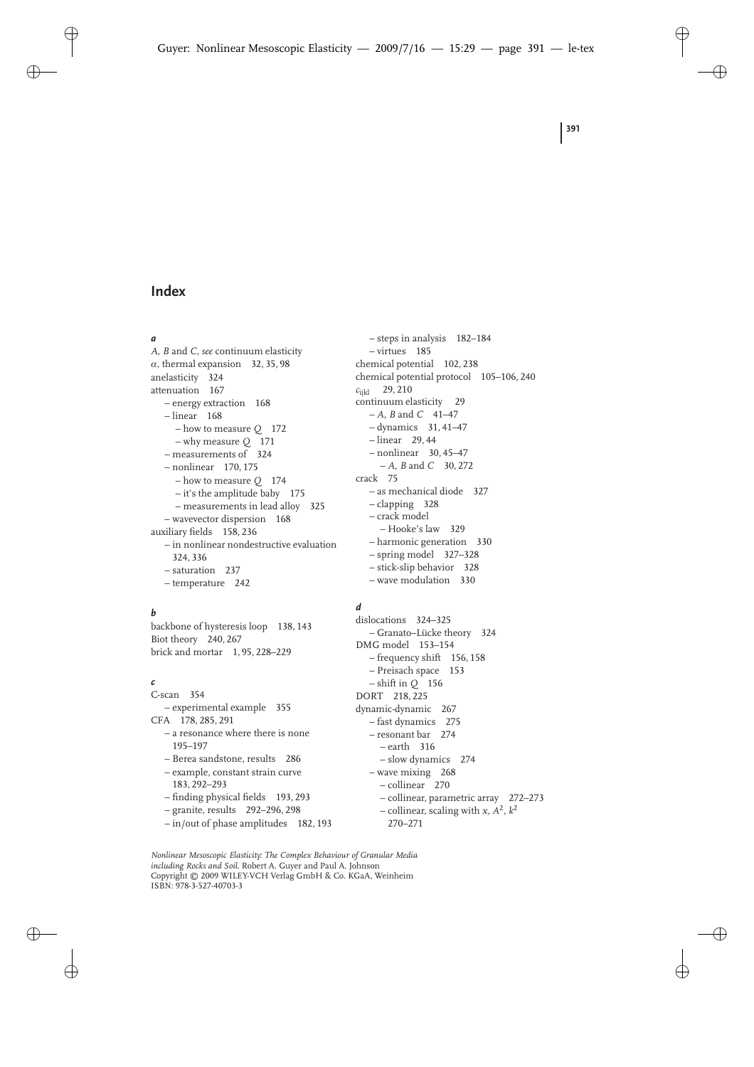# Index

***a***

$A$, $B$ and $C$, *see* continuum elasticity
$\alpha$, thermal expansion   32, 35, 98
anelasticity   324
attenuation   167
  – energy extraction   168
  – linear   168
    – how to measure $Q$   172
    – why measure $Q$   171
  – measurements of   324
  – nonlinear   170, 175
    – how to measure $Q$   174
    – it's the amplitude baby   175
    – measurements in lead alloy   325
  – wavevector dispersion   168
auxiliary fields   158, 236
  – in nonlinear nondestructive evaluation 324, 336
  – saturation   237
  – temperature   242

***b***

backbone of hysteresis loop   138, 143
Biot theory   240, 267
brick and mortar   1, 95, 228–229

***c***

C-scan   354
  – experimental example   355
CFA   178, 285, 291
  – a resonance where there is none 195–197
  – Berea sandstone, results   286
  – example, constant strain curve 183, 292–293
  – finding physical fields   193, 293
  – granite, results   292–296, 298
  – in/out of phase amplitudes   182, 193
  – steps in analysis   182–184
  – virtues   185
chemical potential   102, 238
chemical potential protocol   105–106, 240
$c_{ijkl}$   29, 210
continuum elasticity   29
  – $A$, $B$ and $C$   41–47
  – dynamics   31, 41–47
  – linear   29, 44
  – nonlinear   30, 45–47
    – $A$, $B$ and $C$   30, 272
crack   75
  – as mechanical diode   327
  – clapping   328
  – crack model
    – Hooke's law   329
  – harmonic generation   330
  – spring model   327–328
  – stick-slip behavior   328
  – wave modulation   330

***d***

dislocations   324–325
  – Granato–Lücke theory   324
DMG model   153–154
  – frequency shift   156, 158
  – Preisach space   153
  – shift in $Q$   156
DORT   218, 225
dynamic-dynamic   267
  – fast dynamics   275
  – resonant bar   274
    – earth   316
    – slow dynamics   274
  – wave mixing   268
    – collinear   270
    – collinear, parametric array   272–273
    – collinear, scaling with $x$, $A^2$, $k^2$ 270–271

*Nonlinear Mesoscopic Elasticity: The Complex Behaviour of Granular Media including Rocks and Soil.* Robert A. Guyer and Paul A. Johnson
Copyright © 2009 WILEY-VCH Verlag GmbH & Co. KGaA, Weinheim
ISBN: 978-3-527-40703-3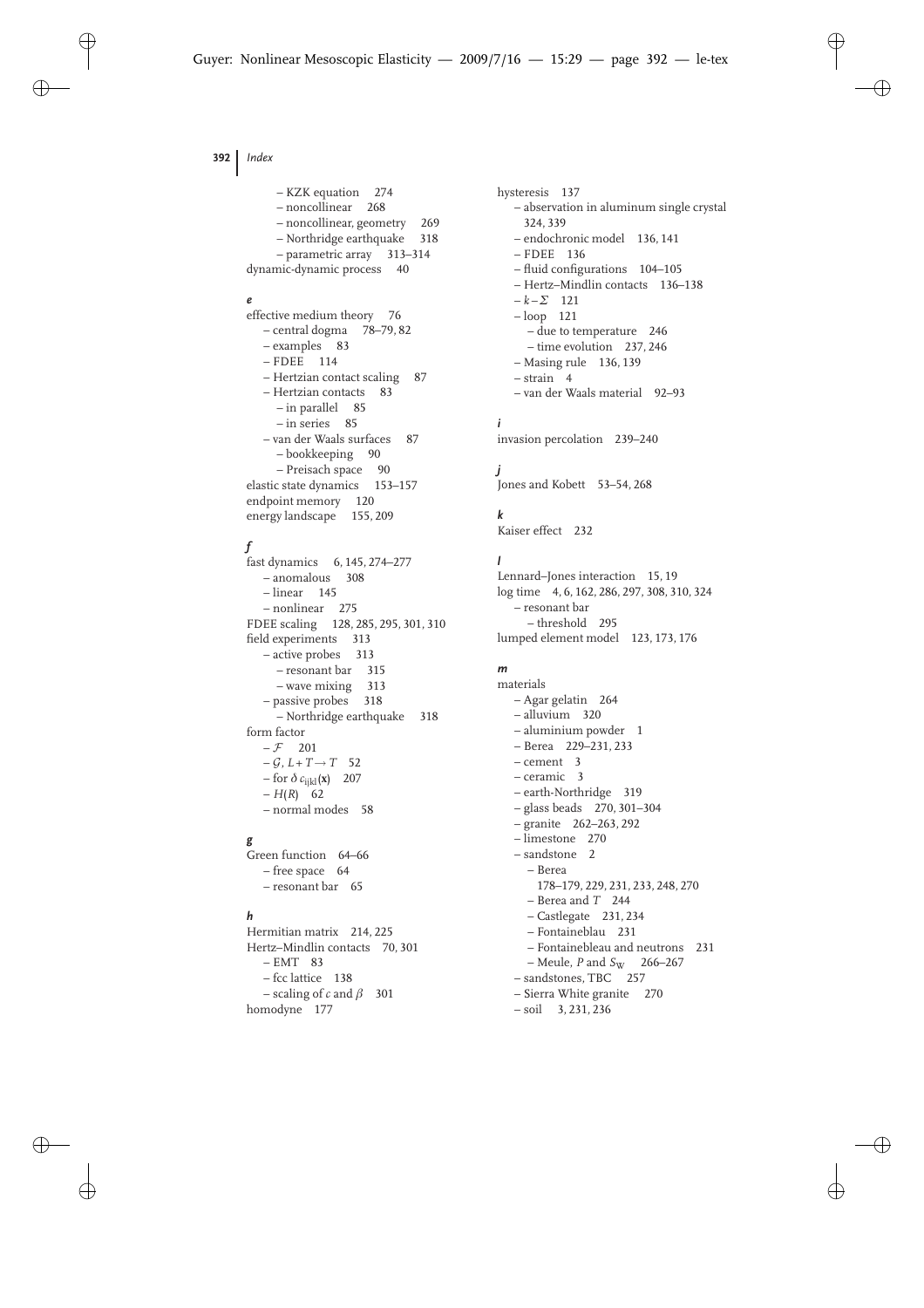- KZK equation 274
- noncollinear 268
- noncollinear, geometry 269
- Northridge earthquake 318
- parametric array 313–314

dynamic-dynamic process 40

### e

effective medium theory 76
- central dogma 78–79, 82
- examples 83
- FDEE 114
- Hertzian contact scaling 87
- Hertzian contacts 83
  - in parallel 85
  - in series 85
- van der Waals surfaces 87
  - bookkeeping 90
  - Preisach space 90

elastic state dynamics 153–157
endpoint memory 120
energy landscape 155, 209

### f

fast dynamics 6, 145, 274–277
- anomalous 308
- linear 145
- nonlinear 275

FDEE scaling 128, 285, 295, 301, 310
field experiments 313
- active probes 313
  - resonant bar 315
  - wave mixing 313
- passive probes 318
  - Northridge earthquake 318

form factor
- $\mathcal{F}$ 201
- $\mathcal{G}$, $L+T \to T$ 52
- for $\delta c_{ijkl}(\mathbf{x})$ 207
- $H(R)$ 62
- normal modes 58

### g

Green function 64–66
- free space 64
- resonant bar 65

### h

Hermitian matrix 214, 225
Hertz–Mindlin contacts 70, 301
- EMT 83
- fcc lattice 138
- scaling of $c$ and $\beta$ 301

homodyne 177
hysteresis 137
- observation in aluminum single crystal 324, 339
- endochronic model 136, 141
- FDEE 136
- fluid configurations 104–105
- Hertz–Mindlin contacts 136–138
- $k-\Sigma$ 121
- loop 121
  - due to temperature 246
  - time evolution 237, 246
- Masing rule 136, 139
- strain 4
- van der Waals material 92–93

### i

invasion percolation 239–240

### j

Jones and Kobett 53–54, 268

### k

Kaiser effect 232

### l

Lennard–Jones interaction 15, 19
log time 4, 6, 162, 286, 297, 308, 310, 324
- resonant bar
  - threshold 295

lumped element model 123, 173, 176

### m

materials
- Agar gelatin 264
- alluvium 320
- aluminium powder 1
- Berea 229–231, 233
- cement 3
- ceramic 3
- earth-Northridge 319
- glass beads 270, 301–304
- granite 262–263, 292
- limestone 270
- sandstone 2
  - Berea 178–179, 229, 231, 233, 248, 270
  - Berea and $T$ 244
  - Castlegate 231, 234
  - Fontaineblau 231
  - Fontainebleau and neutrons 231
  - Meule, $P$ and $S_{\mathrm{W}}$ 266–267
- sandstones, TBC 257
- Sierra White granite 270
- soil 3, 231, 236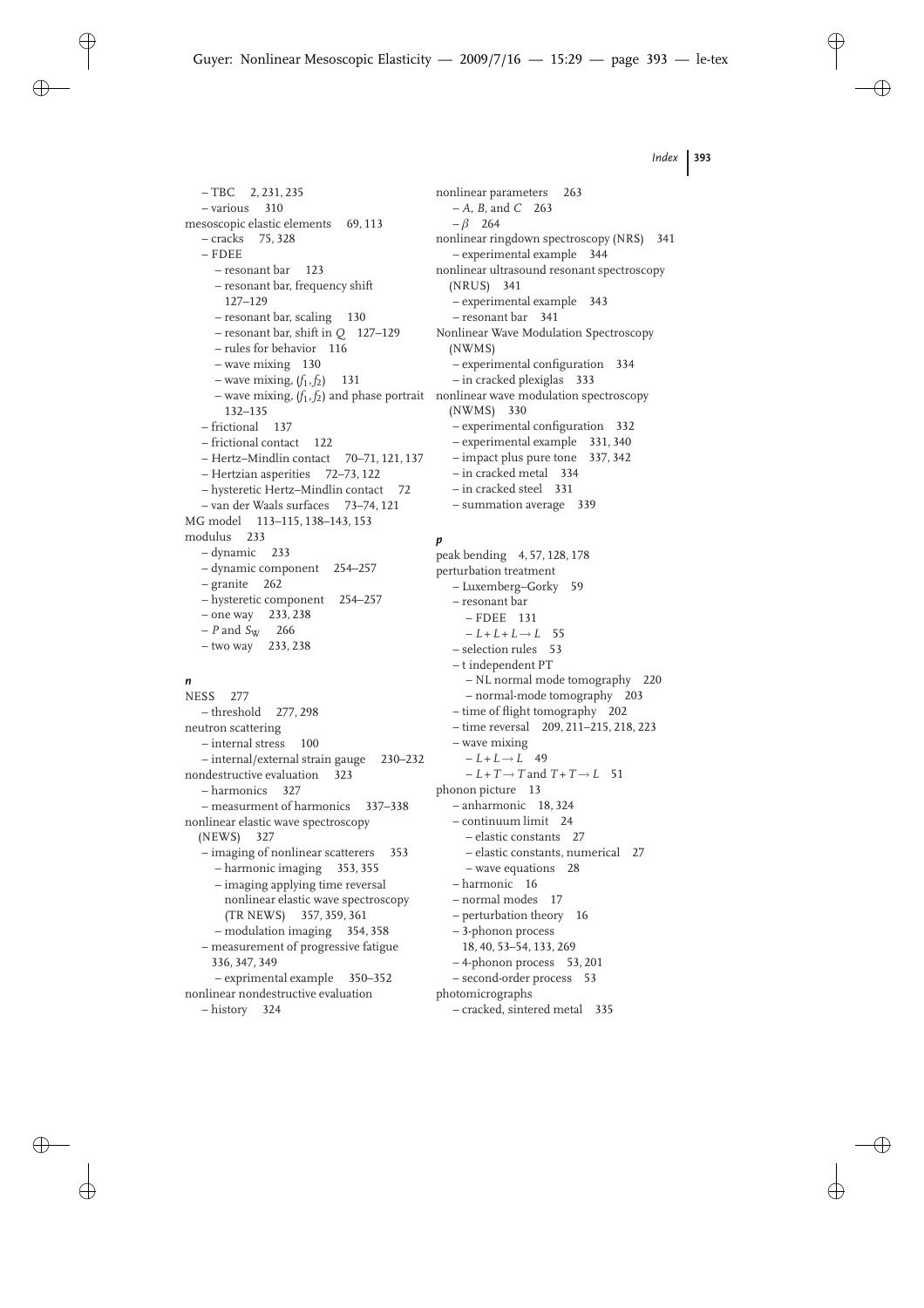– TBC 2, 231, 235
– various 310
mesoscopic elastic elements 69, 113
– cracks 75, 328
– FDEE
– resonant bar 123
– resonant bar, frequency shift 127–129
– resonant bar, scaling 130
– resonant bar, shift in $Q$ 127–129
– rules for behavior 116
– wave mixing 130
– wave mixing, $(f_1, f_2)$ 131
– wave mixing, $(f_1, f_2)$ and phase portrait 132–135
– frictional 137
– frictional contact 122
– Hertz–Mindlin contact 70–71, 121, 137
– Hertzian asperities 72–73, 122
– hysteretic Hertz–Mindlin contact 72
– van der Waals surfaces 73–74, 121
MG model 113–115, 138–143, 153
modulus 233
– dynamic 233
– dynamic component 254–257
– granite 262
– hysteretic component 254–257
– one way 233, 238
– $P$ and $S_W$ 266
– two way 233, 238

***n***

NESS 277
– threshold 277, 298
neutron scattering
– internal stress 100
– internal/external strain gauge 230–232
nondestructive evaluation 323
– harmonics 327
– measurment of harmonics 337–338
nonlinear elastic wave spectroscopy (NEWS) 327
– imaging of nonlinear scatterers 353
– harmonic imaging 353, 355
– imaging applying time reversal nonlinear elastic wave spectroscopy (TR NEWS) 357, 359, 361
– modulation imaging 354, 358
– measurement of progressive fatigue 336, 347, 349
– exprimental example 350–352
nonlinear nondestructive evaluation
– history 324
nonlinear parameters 263
– $A$, $B$, and $C$ 263
– $\beta$ 264
nonlinear ringdown spectroscopy (NRS) 341
– experimental example 344
nonlinear ultrasound resonant spectroscopy (NRUS) 341
– experimental example 343
– resonant bar 341
Nonlinear Wave Modulation Spectroscopy (NWMS)
– experimental configuration 334
– in cracked plexiglas 333
nonlinear wave modulation spectroscopy (NWMS) 330
– experimental configuration 332
– experimental example 331, 340
– impact plus pure tone 337, 342
– in cracked metal 334
– in cracked steel 331
– summation average 339

***p***

peak bending 4, 57, 128, 178
perturbation treatment
– Luxemberg–Gorky 59
– resonant bar
– FDEE 131
– $L + L + L \to L$ 55
– selection rules 53
– t independent PT
– NL normal mode tomography 220
– normal-mode tomography 203
– time of flight tomography 202
– time reversal 209, 211–215, 218, 223
– wave mixing
– $L + L \to L$ 49
– $L + T \to T$ and $T + T \to L$ 51
phonon picture 13
– anharmonic 18, 324
– continuum limit 24
– elastic constants 27
– elastic constants, numerical 27
– wave equations 28
– harmonic 16
– normal modes 17
– perturbation theory 16
– 3-phonon process 18, 40, 53–54, 133, 269
– 4-phonon process 53, 201
– second-order process 53
photomicrographs
– cracked, sintered metal 335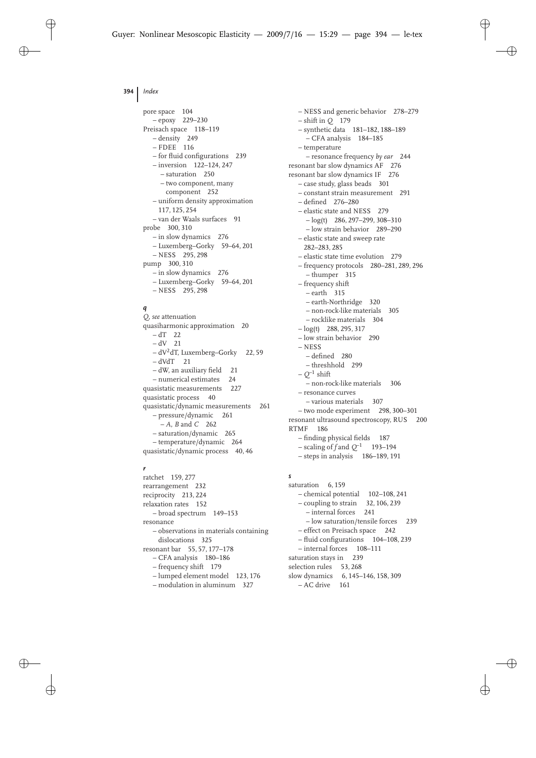pore space 104
– epoxy 229–230
Preisach space 118–119
– density 249
– FDEE 116
– for fluid configurations 239
– inversion 122–124, 247
– saturation 250
– two component, many component 252
– uniform density approximation 117, 125, 254
– van der Waals surfaces 91
probe 300, 310
– in slow dynamics 276
– Luxemberg–Gorky 59–64, 201
– NESS 295, 298
pump 300, 310
– in slow dynamics 276
– Luxemberg–Gorky 59–64, 201
– NESS 295, 298

### *q*

*Q*, *see* attenuation
quasiharmonic approximation 20
– dT 22
– dV 21
– $dV^2dT$, Luxemberg–Gorky 22, 59
– dVdT 21
– dW, an auxiliary field 21
– numerical estimates 24
quasistatic measurements 227
quasistatic process 40
quasistatic/dynamic measurements 261
– pressure/dynamic 261
– *A*, *B* and *C* 262
– saturation/dynamic 265
– temperature/dynamic 264
quasistatic/dynamic process 40, 46

### *r*

ratchet 159, 277
rearrangement 232
reciprocity 213, 224
relaxation rates 152
– broad spectrum 149–153
resonance
– observations in materials containing dislocations 325
resonant bar 55, 57, 177–178
– CFA analysis 180–186
– frequency shift 179
– lumped element model 123, 176
– modulation in aluminum 327
– NESS and generic behavior 278–279
– shift in *Q* 179
– synthetic data 181–182, 188–189
– CFA analysis 184–185
– temperature
– resonance frequency *by ear* 244
resonant bar slow dynamics AF 276
resonant bar slow dynamics IF 276
– case study, glass beads 301
– constant strain measurement 291
– defined 276–280
– elastic state and NESS 279
– log(t) 286, 297–299, 308–310
– low strain behavior 289–290
– elastic state and sweep rate 282–283, 285
– elastic state time evolution 279
– frequency protocols 280–281, 289, 296
– thumper 315
– frequency shift
– earth 315
– earth-Northridge 320
– non-rock-like materials 305
– rocklike materials 304
– log(t) 288, 295, 317
– low strain behavior 290
– NESS
– defined 280
– threshhold 299
– $Q^{-1}$ shift
– non-rock-like materials 306
– resonance curves
– various materials 307
– two mode experiment 298, 300–301
resonant ultrasound spectroscopy, RUS 200
RTMF 186
– finding physical fields 187
– scaling of *f* and $Q^{-1}$ 193–194
– steps in analysis 186–189, 191

### *s*

saturation 6, 159
– chemical potential 102–108, 241
– coupling to strain 32, 106, 239
– internal forces 241
– low saturation/tensile forces 239
– effect on Preisach space 242
– fluid configurations 104–108, 239
– internal forces 108–111
saturation stays in 239
selection rules 53, 268
slow dynamics 6, 145–146, 158, 309
– AC drive 161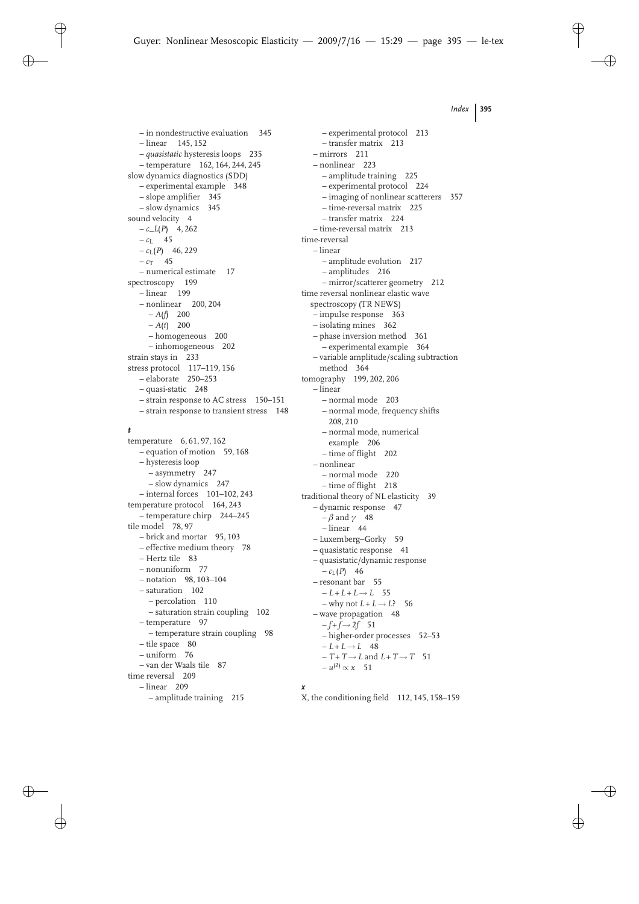– in nondestructive evaluation 345
– linear 145, 152
– *quasistatic* hysteresis loops 235
– temperature 162, 164, 244, 245

slow dynamics diagnostics (SDD)
– experimental example 348
– slope amplifier 345
– slow dynamics 345

sound velocity 4
– $c\_L(P)$ 4, 262
– $c_L$ 45
– $c_L(P)$ 46, 229
– $c_T$ 45
– numerical estimate 17

spectroscopy 199
– linear 199
– nonlinear 200, 204
– $A(f)$ 200
– $A(t)$ 200
– homogeneous 200
– inhomogeneous 202

strain stays in 233

stress protocol 117–119, 156
– elaborate 250–253
– quasi-static 248
– strain response to AC stress 150–151
– strain response to transient stress 148

***t***

temperature 6, 61, 97, 162
– equation of motion 59, 168
– hysteresis loop
– asymmetry 247
– slow dynamics 247
– internal forces 101–102, 243

temperature protocol 164, 243
– temperature chirp 244–245

tile model 78, 97
– brick and mortar 95, 103
– effective medium theory 78
– Hertz tile 83
– nonuniform 77
– notation 98, 103–104
– saturation 102
– percolation 110
– saturation strain coupling 102
– temperature 97
– temperature strain coupling 98
– tile space 80
– uniform 76
– van der Waals tile 87

time reversal 209
– linear 209
– amplitude training 215
– experimental protocol 213
– transfer matrix 213
– mirrors 211
– nonlinear 223
– amplitude training 225
– experimental protocol 224
– imaging of nonlinear scatterers 357
– time-reversal matrix 225
– transfer matrix 224
– time-reversal matrix 213

time-reversal
– linear
– amplitude evolution 217
– amplitudes 216
– mirror/scatterer geometry 212

time reversal nonlinear elastic wave spectroscopy (TR NEWS)
– impulse response 363
– isolating mines 362
– phase inversion method 361
– experimental example 364
– variable amplitude/scaling subtraction method 364

tomography 199, 202, 206
– linear
– normal mode 203
– normal mode, frequency shifts 208, 210
– normal mode, numerical example 206
– time of flight 202
– nonlinear
– normal mode 220
– time of flight 218

traditional theory of NL elasticity 39
– dynamic response 47
– $\beta$ and $\gamma$ 48
– linear 44
– Luxemberg–Gorky 59
– quasistatic response 41
– quasistatic/dynamic response
– $c_L(P)$ 46
– resonant bar 55
– $L + L + L \to L$ 55
– why not $L + L \to L$? 56
– wave propagation 48
– $f + f \to 2f$ 51
– higher-order processes 52–53
– $L + L \to L$ 48
– $T + T \to L$ and $L + T \to T$ 51
– $u^{(2)} \propto x$ 51

***x***

X, the conditioning field 112, 145, 158–159